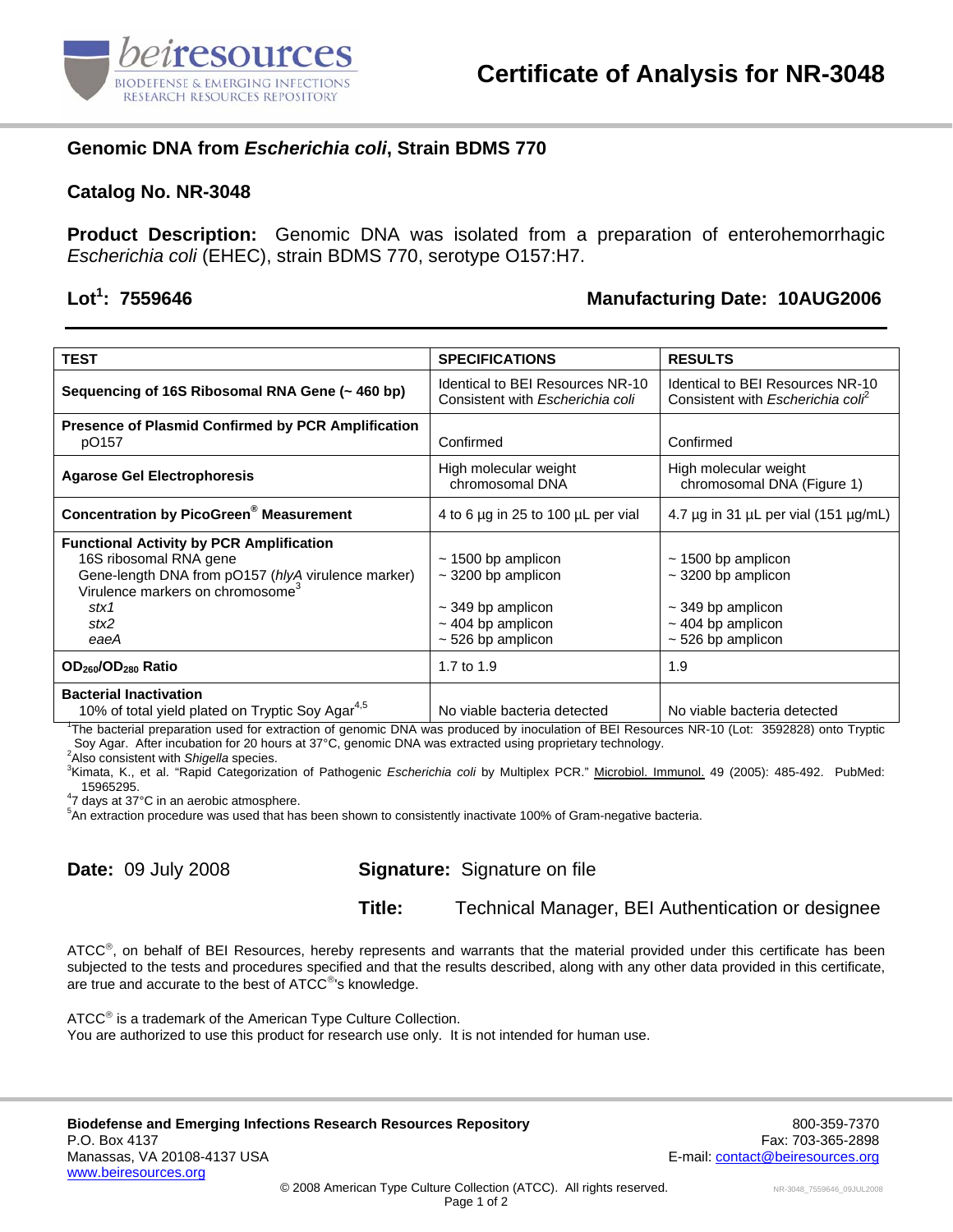# Certificate of Analysis for NR-3048

## Genomic DNA from *Escherichia coli*, Strain BDMS 770

## Catalog No. NR-3048

**Product Description:** Genomic DNA was isolated from a preparation of enterohemorrhagic *Escherichia coli* (EHEC), strain BDMS 770, serotype O157:H7.

**Lot[1]: 7559646** **Manufacturing Date: 10AUG2006**

| TEST | SPECIFICATIONS | RESULTS |
|---|---|---|
| **Sequencing of 16S Ribosomal RNA Gene (~ 460 bp)** | Identical to BEI Resources NR-10<br>Consistent with *Escherichia coli* | Identical to BEI Resources NR-10<br>Consistent with *Escherichia coli*[2] |
| **Presence of Plasmid Confirmed by PCR Amplification**<br>pO157 | Confirmed | Confirmed |
| **Agarose Gel Electrophoresis** | High molecular weight chromosomal DNA | High molecular weight chromosomal DNA (Figure 1) |
| **Concentration by PicoGreen® Measurement** | 4 to 6 µg in 25 to 100 µL per vial | 4.7 µg in 31 µL per vial (151 µg/mL) |
| **Functional Activity by PCR Amplification**<br>16S ribosomal RNA gene<br>Gene-length DNA from pO157 (*hlyA* virulence marker)<br>Virulence markers on chromosome[3]<br>*stx1*<br>*stx2*<br>*eaeA* | <br>~ 1500 bp amplicon<br>~ 3200 bp amplicon<br><br>~ 349 bp amplicon<br>~ 404 bp amplicon<br>~ 526 bp amplicon | <br>~ 1500 bp amplicon<br>~ 3200 bp amplicon<br><br>~ 349 bp amplicon<br>~ 404 bp amplicon<br>~ 526 bp amplicon |
| **$OD_{260}/OD_{280}$ Ratio** | 1.7 to 1.9 | 1.9 |
| **Bacterial Inactivation**<br>10% of total yield plated on Tryptic Soy Agar[4,5] | No viable bacteria detected | No viable bacteria detected |

[1] The bacterial preparation used for extraction of genomic DNA was produced by inoculation of BEI Resources NR-10 (Lot: 3592828) onto Tryptic Soy Agar. After incubation for 20 hours at 37°C, genomic DNA was extracted using proprietary technology.
[2] Also consistent with *Shigella* species.
[3] Kimata, K., et al. "Rapid Categorization of Pathogenic *Escherichia coli* by Multiplex PCR." Microbiol. Immunol. 49 (2005): 485-492. PubMed: 15965295.
[4] 7 days at 37°C in an aerobic atmosphere.
[5] An extraction procedure was used that has been shown to consistently inactivate 100% of Gram-negative bacteria.

**Date:** 09 July 2008 **Signature:** Signature on file

**Title:** Technical Manager, BEI Authentication or designee

ATCC®, on behalf of BEI Resources, hereby represents and warrants that the material provided under this certificate has been subjected to the tests and procedures specified and that the results described, along with any other data provided in this certificate, are true and accurate to the best of ATCC®'s knowledge.

ATCC® is a trademark of the American Type Culture Collection.
You are authorized to use this product for research use only. It is not intended for human use.

**Biodefense and Emerging Infections Research Resources Repository**
P.O. Box 4137
Manassas, VA 20108-4137 USA
www.beiresources.org

800-359-7370
Fax: 703-365-2898
E-mail: contact@beiresources.org

© 2008 American Type Culture Collection (ATCC). All rights reserved.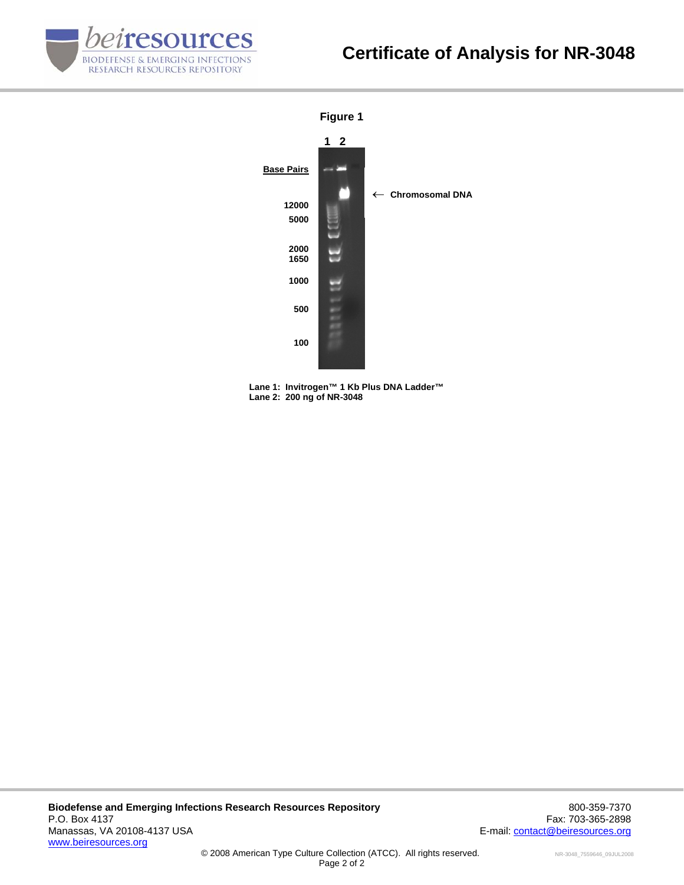# Certificate of Analysis for NR-3048

**Figure 1**

1 2

Base Pairs

12000
5000
2000
1650
1000
500
100

← Chromosomal DNA

**Lane 1: Invitrogen™ 1 Kb Plus DNA Ladder™**
**Lane 2: 200 ng of NR-3048**

**Biodefense and Emerging Infections Research Resources Repository**
P.O. Box 4137
Manassas, VA 20108-4137 USA
www.beiresources.org

800-359-7370
Fax: 703-365-2898
E-mail: contact@beiresources.org

© 2008 American Type Culture Collection (ATCC). All rights reserved.

NR-3048_7559646_09JUL2008